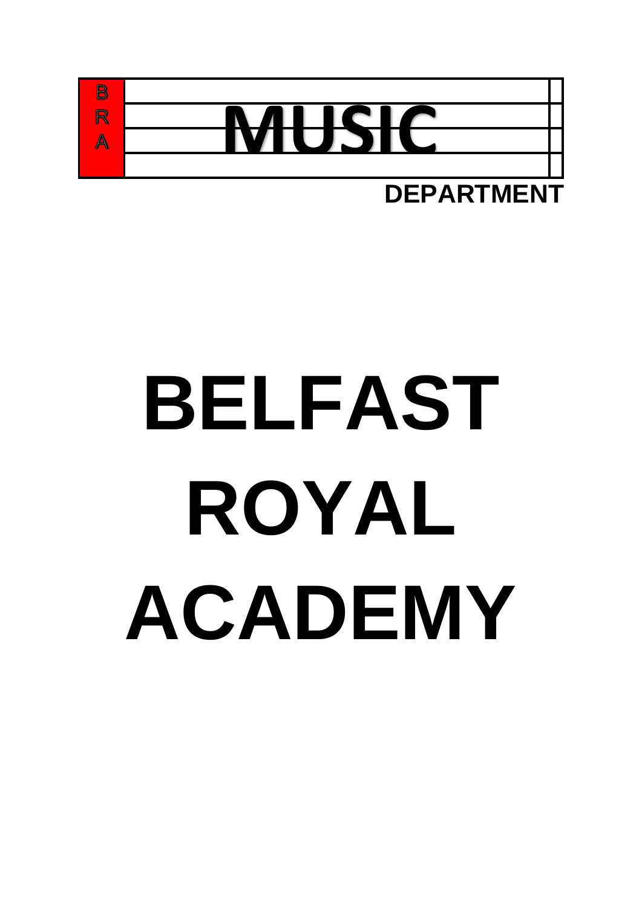B
R
A

MUSIC

DEPARTMENT

# BELFAST ROYAL ACADEMY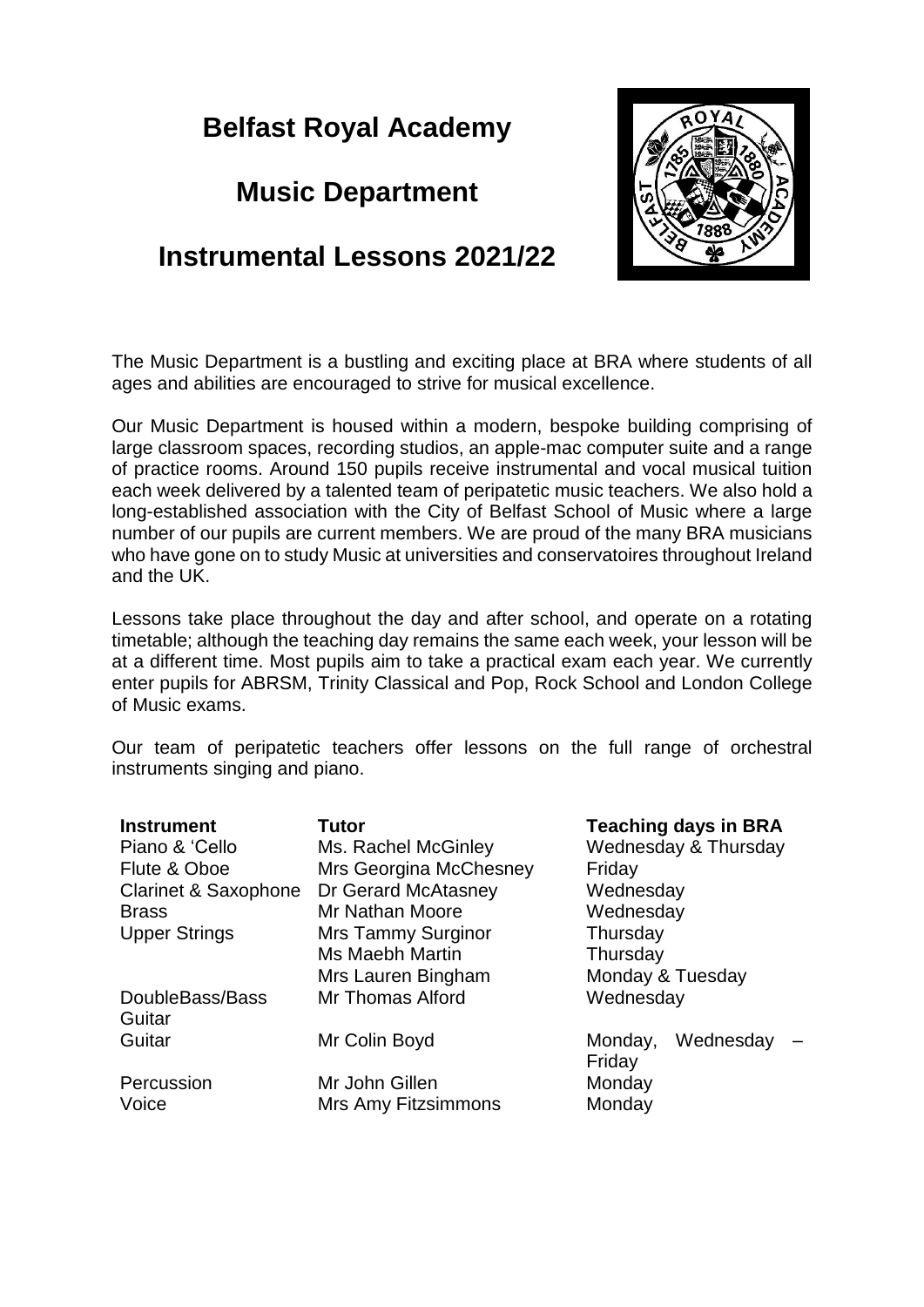# Belfast Royal Academy

## Music Department

## Instrumental Lessons 2021/22

The Music Department is a bustling and exciting place at BRA where students of all ages and abilities are encouraged to strive for musical excellence.

Our Music Department is housed within a modern, bespoke building comprising of large classroom spaces, recording studios, an apple-mac computer suite and a range of practice rooms. Around 150 pupils receive instrumental and vocal musical tuition each week delivered by a talented team of peripatetic music teachers. We also hold a long-established association with the City of Belfast School of Music where a large number of our pupils are current members. We are proud of the many BRA musicians who have gone on to study Music at universities and conservatoires throughout Ireland and the UK.

Lessons take place throughout the day and after school, and operate on a rotating timetable; although the teaching day remains the same each week, your lesson will be at a different time. Most pupils aim to take a practical exam each year. We currently enter pupils for ABRSM, Trinity Classical and Pop, Rock School and London College of Music exams.

Our team of peripatetic teachers offer lessons on the full range of orchestral instruments singing and piano.

| Instrument | Tutor | Teaching days in BRA |
| --- | --- | --- |
| Piano & 'Cello | Ms. Rachel McGinley | Wednesday & Thursday |
| Flute & Oboe | Mrs Georgina McChesney | Friday |
| Clarinet & Saxophone | Dr Gerard McAtasney | Wednesday |
| Brass | Mr Nathan Moore | Wednesday |
| Upper Strings | Mrs Tammy Surginor | Thursday |
| | Ms Maebh Martin | Thursday |
| | Mrs Lauren Bingham | Monday & Tuesday |
| DoubleBass/Bass Guitar | Mr Thomas Alford | Wednesday |
| Guitar | Mr Colin Boyd | Monday, Wednesday – Friday |
| Percussion | Mr John Gillen | Monday |
| Voice | Mrs Amy Fitzsimmons | Monday |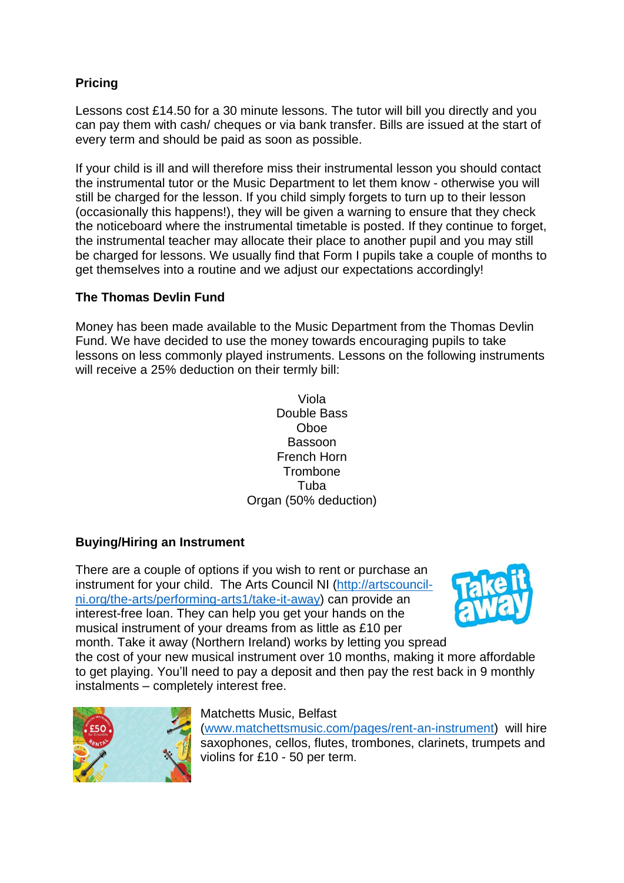**Pricing**

Lessons cost £14.50 for a 30 minute lessons. The tutor will bill you directly and you can pay them with cash/ cheques or via bank transfer. Bills are issued at the start of every term and should be paid as soon as possible.

If your child is ill and will therefore miss their instrumental lesson you should contact the instrumental tutor or the Music Department to let them know - otherwise you will still be charged for the lesson. If you child simply forgets to turn up to their lesson (occasionally this happens!), they will be given a warning to ensure that they check the noticeboard where the instrumental timetable is posted. If they continue to forget, the instrumental teacher may allocate their place to another pupil and you may still be charged for lessons. We usually find that Form I pupils take a couple of months to get themselves into a routine and we adjust our expectations accordingly!

**The Thomas Devlin Fund**

Money has been made available to the Music Department from the Thomas Devlin Fund. We have decided to use the money towards encouraging pupils to take lessons on less commonly played instruments. Lessons on the following instruments will receive a 25% deduction on their termly bill:

Viola
Double Bass
Oboe
Bassoon
French Horn
Trombone
Tuba
Organ (50% deduction)

**Buying/Hiring an Instrument**

There are a couple of options if you wish to rent or purchase an instrument for your child. The Arts Council NI (http://artscouncil-ni.org/the-arts/performing-arts1/take-it-away) can provide an interest-free loan. They can help you get your hands on the musical instrument of your dreams from as little as £10 per month. Take it away (Northern Ireland) works by letting you spread the cost of your new musical instrument over 10 months, making it more affordable to get playing. You'll need to pay a deposit and then pay the rest back in 9 monthly instalments – completely interest free.

Matchetts Music, Belfast (www.matchettsmusic.com/pages/rent-an-instrument) will hire saxophones, cellos, flutes, trombones, clarinets, trumpets and violins for £10 - 50 per term.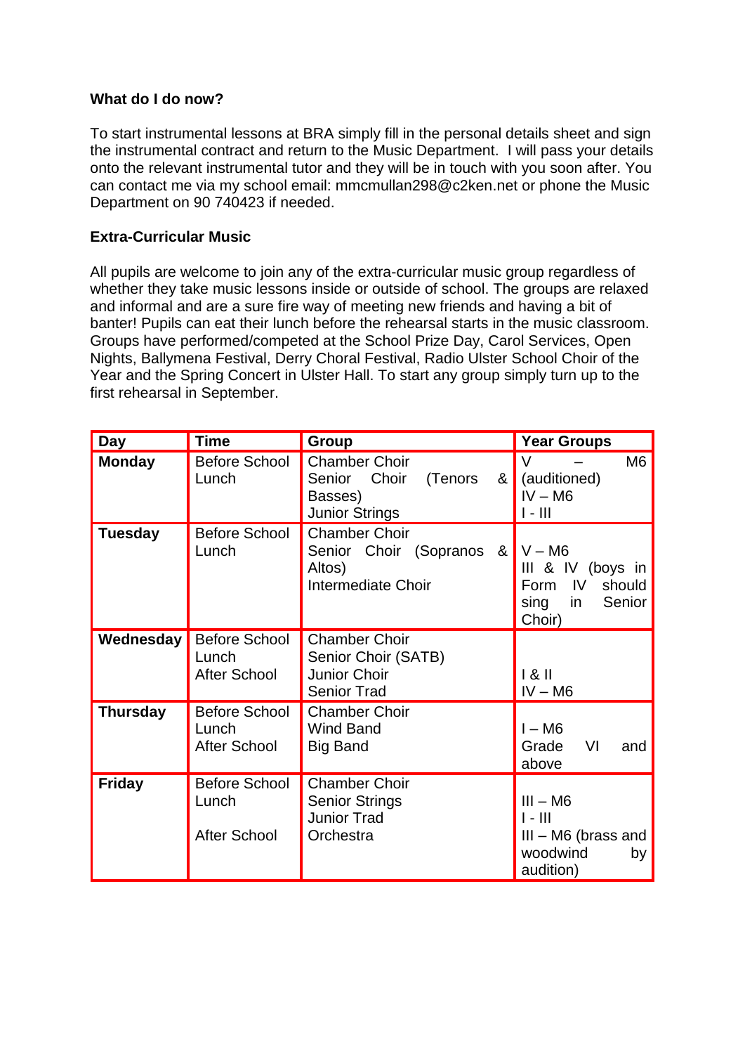**What do I do now?**

To start instrumental lessons at BRA simply fill in the personal details sheet and sign the instrumental contract and return to the Music Department. I will pass your details onto the relevant instrumental tutor and they will be in touch with you soon after. You can contact me via my school email: mmcmullan298@c2ken.net or phone the Music Department on 90 740423 if needed.

**Extra-Curricular Music**

All pupils are welcome to join any of the extra-curricular music group regardless of whether they take music lessons inside or outside of school. The groups are relaxed and informal and are a sure fire way of meeting new friends and having a bit of banter! Pupils can eat their lunch before the rehearsal starts in the music classroom. Groups have performed/competed at the School Prize Day, Carol Services, Open Nights, Ballymena Festival, Derry Choral Festival, Radio Ulster School Choir of the Year and the Spring Concert in Ulster Hall. To start any group simply turn up to the first rehearsal in September.

| Day | Time | Group | Year Groups |
|---|---|---|---|
| **Monday** | Before School<br>Lunch | Chamber Choir<br>Senior Choir (Tenors & Basses)<br>Junior Strings | V – M6 (auditioned)<br>IV – M6<br>I - III |
| **Tuesday** | Before School<br>Lunch | Chamber Choir<br>Senior Choir (Sopranos & Altos)<br>Intermediate Choir | V – M6<br>III & IV (boys in Form IV should sing in Senior Choir) |
| **Wednesday** | Before School<br>Lunch<br>After School | Chamber Choir<br>Senior Choir (SATB)<br>Junior Choir<br>Senior Trad | I & II<br>IV – M6 |
| **Thursday** | Before School<br>Lunch<br>After School | Chamber Choir<br>Wind Band<br>Big Band | I – M6<br>Grade VI and above |
| **Friday** | Before School<br>Lunch<br>After School | Chamber Choir<br>Senior Strings<br>Junior Trad<br>Orchestra | III – M6<br>I - III<br>III – M6 (brass and woodwind by audition) |